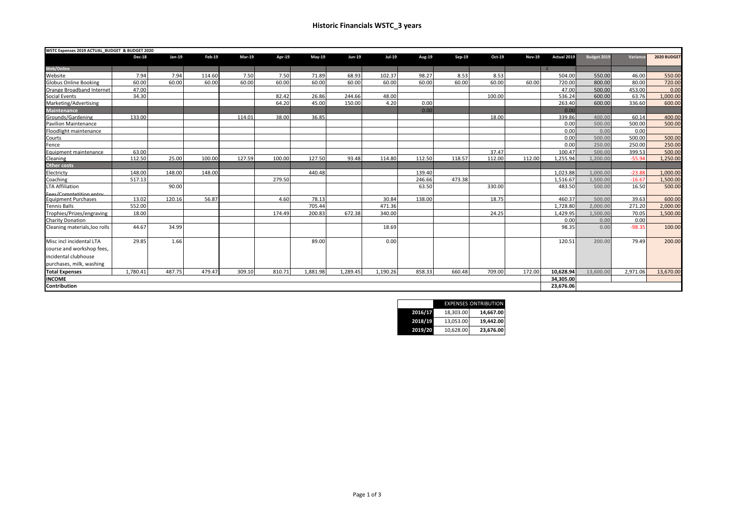# Historic Financials WSTC_3 years

| WSTC Expenses 2019 ACTUAL_BUDGET & BUDGET 2020 | Dec-18 | Jan-19 | Feb-19 | Mar-19 | Apr-19 | May-19 | Jun-19 | Jul-19 | Aug-19 | Sep-19 | Oct-19 | Nov-19 | Actual 2019 | Budget 2019 | Variance | 2020 BUDGET |
|---|---|---|---|---|---|---|---|---|---|---|---|---|---|---|---|---|
| **Web/Online** | | | | | | | | | | | | | £ | | | |
| Website | 7.94 | 7.94 | 114.60 | 7.50 | 7.50 | 71.89 | 68.93 | 102.37 | 98.27 | 8.53 | 8.53 | | 504.00 | 550.00 | 46.00 | 550.00 |
| Globus Online Booking | 60.00 | 60.00 | 60.00 | 60.00 | 60.00 | 60.00 | 60.00 | 60.00 | 60.00 | 60.00 | 60.00 | 60.00 | 720.00 | 800.00 | 80.00 | 720.00 |
| Orange Broadband Internet | 47.00 | | | | | | | | | | | | 47.00 | 500.00 | 453.00 | 0.00 |
| Social Events | 34.30 | | | | 82.42 | 26.86 | 244.66 | 48.00 | | | 100.00 | | 536.24 | 600.00 | 63.76 | 1,000.00 |
| Marketing/Advertising | | | | | 64.20 | 45.00 | 150.00 | 4.20 | 0.00 | | | | 263.40 | 600.00 | 336.60 | 600.00 |
| **Maintenance** | | | | | | | | | 0.00 | | | | 0.00 | | | |
| Grounds/Gardening | 133.00 | | | 114.01 | 38.00 | 36.85 | | | | | 18.00 | | 339.86 | 400.00 | 60.14 | 400.00 |
| Pavilion Maintenance | | | | | | | | | | | | | 0.00 | 500.00 | 500.00 | 500.00 |
| Floodlight maintenance | | | | | | | | | | | | | 0.00 | 0.00 | 0.00 | |
| Courts | | | | | | | | | | | | | 0.00 | 500.00 | 500.00 | 500.00 |
| Fence | | | | | | | | | | | | | 0.00 | 250.00 | 250.00 | 250.00 |
| Equipment maintenance | 63.00 | | | | | | | | | | 37.47 | | 100.47 | 500.00 | 399.53 | 500.00 |
| Cleaning | 112.50 | 25.00 | 100.00 | 127.59 | 100.00 | 127.50 | 93.48 | 114.80 | 112.50 | 118.57 | 112.00 | 112.00 | 1,255.94 | 1,200.00 | -55.94 | 1,250.00 |
| **Other costs** | | | | | | | | | | | | | | | | |
| Electricty | 148.00 | 148.00 | 148.00 | | | 440.48 | | | 139.40 | | | | 1,023.88 | 1,000.00 | -23.88 | 1,000.00 |
| Coaching | 517.13 | | | | 279.50 | | | | 246.66 | 473.38 | | | 1,516.67 | 1,500.00 | -16.67 | 1,500.00 |
| LTA Affiliation Fees/Comptetition entry | | 90.00 | | | | | | | 63.50 | | 330.00 | | 483.50 | 500.00 | 16.50 | 500.00 |
| Equipment Purchases | 13.02 | 120.16 | 56.87 | | 4.60 | 78.13 | | 30.84 | 138.00 | | 18.75 | | 460.37 | 500.00 | 39.63 | 600.00 |
| Tennis Balls | 552.00 | | | | | 705.44 | | 471.36 | | | | | 1,728.80 | 2,000.00 | 271.20 | 2,000.00 |
| Trophies/Prizes/engraving | 18.00 | | | | 174.49 | 200.83 | 672.38 | 340.00 | | | 24.25 | | 1,429.95 | 1,500.00 | 70.05 | 1,500.00 |
| Charity Donation | | | | | | | | | | | | | 0.00 | 0.00 | 0.00 | |
| Cleaning materials,loo rolls | 44.67 | 34.99 | | | | | | 18.69 | | | | | 98.35 | 0.00 | -98.35 | 100.00 |
| Misc incl incidental LTA course and workshop fees, incidental clubhouse purchases, milk, washing | 29.85 | 1.66 | | | | 89.00 | | 0.00 | | | | | 120.51 | 200.00 | 79.49 | 200.00 |
| **Total Expenses** | 1,780.41 | 487.75 | 479.47 | 309.10 | 810.71 | 1,881.98 | 1,289.45 | 1,190.26 | 858.33 | 660.48 | 709.00 | 172.00 | **10,628.94** | 13,600.00 | 2,971.06 | 13,670.00 |
| **INCOME** | | | | | | | | | | | | | **34,305.00** | | | |
| **Contribution** | | | | | | | | | | | | | **23,676.06** | | | |

| | EXPENSES | CONTRIBUTION |
|---|---|---|
| **2016/17** | 18,303.00 | **14,667.00** |
| **2018/19** | 13,053.00 | **19,442.00** |
| **2019/20** | 10,628.00 | **23,676.00** |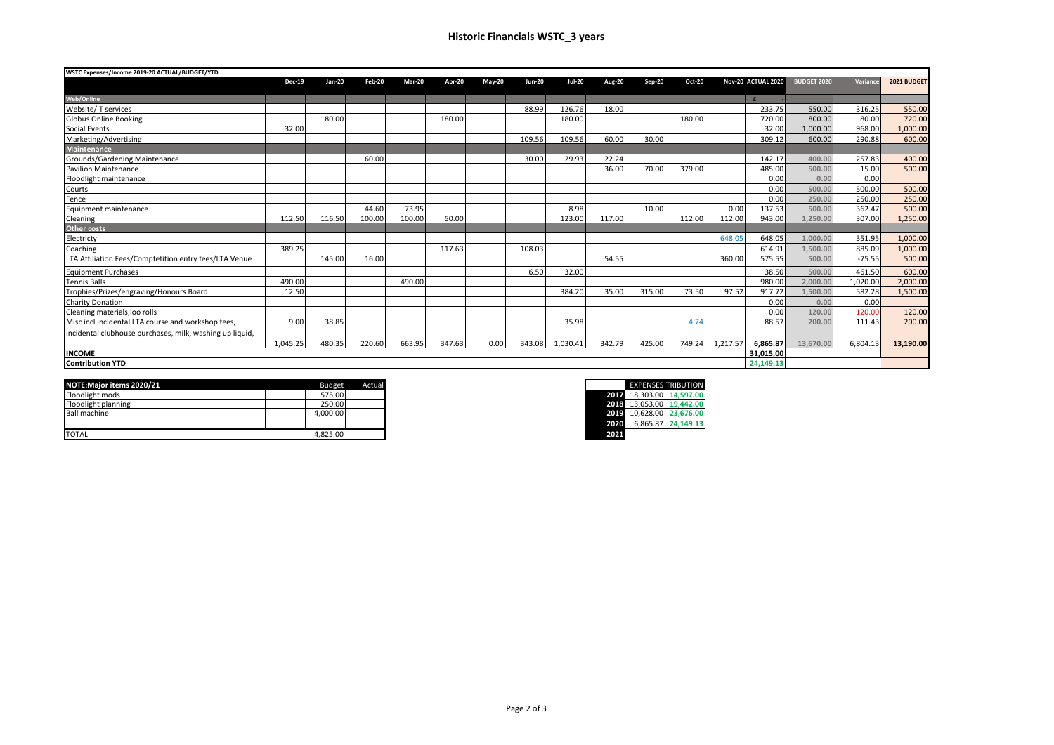# Historic Financials WSTC_3 years

| WSTC Expenses/Income 2019-20 ACTUAL/BUDGET/YTD | | | | | | | | | | | | | | | | |
|---|---|---|---|---|---|---|---|---|---|---|---|---|---|---|---|---|
| | Dec-19 | Jan-20 | Feb-20 | Mar-20 | Apr-20 | May-20 | Jun-20 | Jul-20 | Aug-20 | Sep-20 | Oct-20 | Nov-20 | ACTUAL 2020 | BUDGET 2020 | Variance | 2021 BUDGET |
| **Web/Online** | | | | | | | | | | | | | £ - | | | |
| Website/IT services | | | | | | | 88.99 | 126.76 | 18.00 | | | | 233.75 | 550.00 | 316.25 | 550.00 |
| Globus Online Booking | | 180.00 | | | 180.00 | | | 180.00 | | | 180.00 | | 720.00 | 800.00 | 80.00 | 720.00 |
| Social Events | 32.00 | | | | | | | | | | | | 32.00 | 1,000.00 | 968.00 | 1,000.00 |
| Marketing/Advertising | | | | | | | 109.56 | 109.56 | 60.00 | 30.00 | | | 309.12 | 600.00 | 290.88 | 600.00 |
| **Maintenance** | | | | | | | | | | | | | | | | |
| Grounds/Gardening Maintenance | | | 60.00 | | | | 30.00 | 29.93 | 22.24 | | | | 142.17 | 400.00 | 257.83 | 400.00 |
| Pavilion Maintenance | | | | | | | | | 36.00 | 70.00 | 379.00 | | 485.00 | 500.00 | 15.00 | 500.00 |
| Floodlight maintenance | | | | | | | | | | | | | 0.00 | 0.00 | 0.00 | |
| Courts | | | | | | | | | | | | | 0.00 | 500.00 | 500.00 | 500.00 |
| Fence | | | | | | | | | | | | | 0.00 | 250.00 | 250.00 | 250.00 |
| Equipment maintenance | | | 44.60 | 73.95 | | | | 8.98 | | 10.00 | | 0.00 | 137.53 | 500.00 | 362.47 | 500.00 |
| Cleaning | 112.50 | 116.50 | 100.00 | 100.00 | 50.00 | | | 123.00 | 117.00 | | 112.00 | 112.00 | 943.00 | 1,250.00 | 307.00 | 1,250.00 |
| **Other costs** | | | | | | | | | | | | | | | | |
| Electricty | | | | | | | | | | | | 648.05 | 648.05 | 1,000.00 | 351.95 | 1,000.00 |
| Coaching | 389.25 | | | | 117.63 | | 108.03 | | | | | | 614.91 | 1,500.00 | 885.09 | 1,000.00 |
| LTA Affiliation Fees/Comptetition entry fees/LTA Venue | | 145.00 | 16.00 | | | | | | 54.55 | | | 360.00 | 575.55 | 500.00 | -75.55 | 500.00 |
| Equipment Purchases | | | | | | | 6.50 | 32.00 | | | | | 38.50 | 500.00 | 461.50 | 600.00 |
| Tennis Balls | 490.00 | | | 490.00 | | | | | | | | | 980.00 | 2,000.00 | 1,020.00 | 2,000.00 |
| Trophies/Prizes/engraving/Honours Board | 12.50 | | | | | | | 384.20 | 35.00 | 315.00 | 73.50 | 97.52 | 917.72 | 1,500.00 | 582.28 | 1,500.00 |
| Charity Donation | | | | | | | | | | | | | 0.00 | 0.00 | 0.00 | |
| Cleaning materials,loo rolls | | | | | | | | | | | | | 0.00 | 120.00 | 120.00 | 120.00 |
| Misc incl incidental LTA course and workshop fees, incidental clubhouse purchases, milk, washing up liquid, | 9.00 | 38.85 | | | | | | 35.98 | | | 4.74 | | 88.57 | 200.00 | 111.43 | 200.00 |
| | 1,045.25 | 480.35 | 220.60 | 663.95 | 347.63 | 0.00 | 343.08 | 1,030.41 | 342.79 | 425.00 | 749.24 | 1,217.57 | 6,865.87 | 13,670.00 | 6,804.13 | 13,190.00 |
| **INCOME** | | | | | | | | | | | | | 31,015.00 | | | |
| **Contribution YTD** | | | | | | | | | | | | | 24,149.13 | | | |

| NOTE:Major items 2020/21 | Budget | Actual |
|---|---|---|
| Floodlight mods | 575.00 | |
| Floodlight planning | 250.00 | |
| Ball machine | 4,000.00 | |
| | | |
| TOTAL | 4,825.00 | |

| | EXPENSES | TRIBUTION |
|---|---|---|
| 2017 | 18,303.00 | 14,597.00 |
| 2018 | 13,053.00 | 19,442.00 |
| 2019 | 10,628.00 | 23,676.00 |
| 2020 | 6,865.87 | 24,149.13 |
| 2021 | | |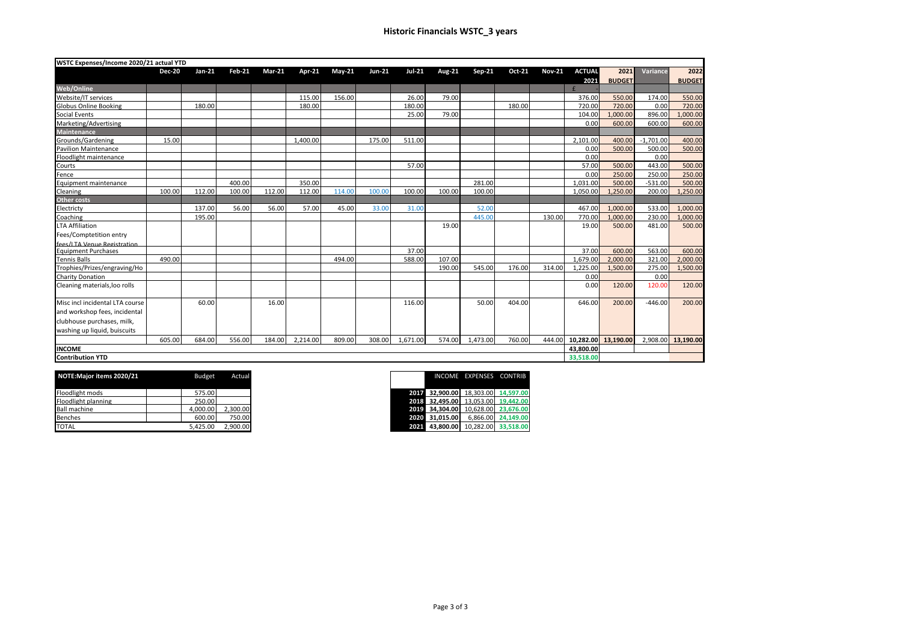# Historic Financials WSTC_3 years

| WSTC Expenses/Income 2020/21 actual YTD | Dec-20 | Jan-21 | Feb-21 | Mar-21 | Apr-21 | May-21 | Jun-21 | Jul-21 | Aug-21 | Sep-21 | Oct-21 | Nov-21 | ACTUAL 2021 | 2021 BUDGET | Variance | 2022 BUDGET |
|---|---|---|---|---|---|---|---|---|---|---|---|---|---|---|---|---|
| **Web/Online** | | | | | | | | | | | | | £ - | | | |
| Website/IT services | | | | | 115.00 | 156.00 | | 26.00 | 79.00 | | | | 376.00 | 550.00 | 174.00 | 550.00 |
| Globus Online Booking | | 180.00 | | | 180.00 | | | 180.00 | | | 180.00 | | 720.00 | 720.00 | 0.00 | 720.00 |
| Social Events | | | | | | | | 25.00 | 79.00 | | | | 104.00 | 1,000.00 | 896.00 | 1,000.00 |
| Marketing/Advertising | | | | | | | | | | | | | 0.00 | 600.00 | 600.00 | 600.00 |
| **Maintenance** | | | | | | | | | | | | | | | | |
| Grounds/Gardening | 15.00 | | | | 1,400.00 | | 175.00 | 511.00 | | | | | 2,101.00 | 400.00 | -1,701.00 | 400.00 |
| Pavilion Maintenance | | | | | | | | | | | | | 0.00 | 500.00 | 500.00 | 500.00 |
| Floodlight maintenance | | | | | | | | | | | | | 0.00 | | 0.00 | |
| Courts | | | | | | | | 57.00 | | | | | 57.00 | 500.00 | 443.00 | 500.00 |
| Fence | | | | | | | | | | | | | 0.00 | 250.00 | 250.00 | 250.00 |
| Equipment maintenance | | | 400.00 | | 350.00 | | | | | 281.00 | | | 1,031.00 | 500.00 | -531.00 | 500.00 |
| Cleaning | 100.00 | 112.00 | 100.00 | 112.00 | 112.00 | 114.00 | 100.00 | 100.00 | 100.00 | 100.00 | | | 1,050.00 | 1,250.00 | 200.00 | 1,250.00 |
| **Other costs** | | | | | | | | | | | | | | | | |
| Electricty | | 137.00 | 56.00 | 56.00 | 57.00 | 45.00 | 33.00 | 31.00 | | 52.00 | | | 467.00 | 1,000.00 | 533.00 | 1,000.00 |
| Coaching | | 195.00 | | | | | | | | 445.00 | | 130.00 | 770.00 | 1,000.00 | 230.00 | 1,000.00 |
| LTA Affiliation Fees/Comptetition entry fees/LTA Venue Registration | | | | | | | | | 19.00 | | | | 19.00 | 500.00 | 481.00 | 500.00 |
| Equipment Purchases | | | | | | | | 37.00 | | | | | 37.00 | 600.00 | 563.00 | 600.00 |
| Tennis Balls | 490.00 | | | | | 494.00 | | 588.00 | 107.00 | | | | 1,679.00 | 2,000.00 | 321.00 | 2,000.00 |
| Trophies/Prizes/engraving/Ho | | | | | | | | | 190.00 | 545.00 | 176.00 | 314.00 | 1,225.00 | 1,500.00 | 275.00 | 1,500.00 |
| Charity Donation | | | | | | | | | | | | | 0.00 | | 0.00 | |
| Cleaning materials,loo rolls | | | | | | | | | | | | | 0.00 | 120.00 | 120.00 | 120.00 |
| Misc incl incidental LTA course and workshop fees, incidental clubhouse purchases, milk, washing up liquid, buiscuits | | 60.00 | | 16.00 | | | | 116.00 | | 50.00 | 404.00 | | 646.00 | 200.00 | -446.00 | 200.00 |
| | 605.00 | 684.00 | 556.00 | 184.00 | 2,214.00 | 809.00 | 308.00 | 1,671.00 | 574.00 | 1,473.00 | 760.00 | 444.00 | 10,282.00 | 13,190.00 | 2,908.00 | 13,190.00 |
| **INCOME** | | | | | | | | | | | | | 43,800.00 | | | |
| **Contribution YTD** | | | | | | | | | | | | | 33,518.00 | | | |

| NOTE:Major items 2020/21 | | Budget | Actual |
|---|---|---|---|
| Floodlight mods | | 575.00 | |
| Floodlight planning | | 250.00 | |
| Ball machine | | 4,000.00 | 2,300.00 |
| Benches | | 600.00 | 750.00 |
| TOTAL | | 5,425.00 | 2,900.00 |

| | INCOME | EXPENSES | CONTRIB |
|---|---|---|---|
| 2017 | 32,900.00 | 18,303.00 | 14,597.00 |
| 2018 | 32,495.00 | 13,053.00 | 19,442.00 |
| 2019 | 34,304.00 | 10,628.00 | 23,676.00 |
| 2020 | 31,015.00 | 6,866.00 | 24,149.00 |
| 2021 | 43,800.00 | 10,282.00 | 33,518.00 |